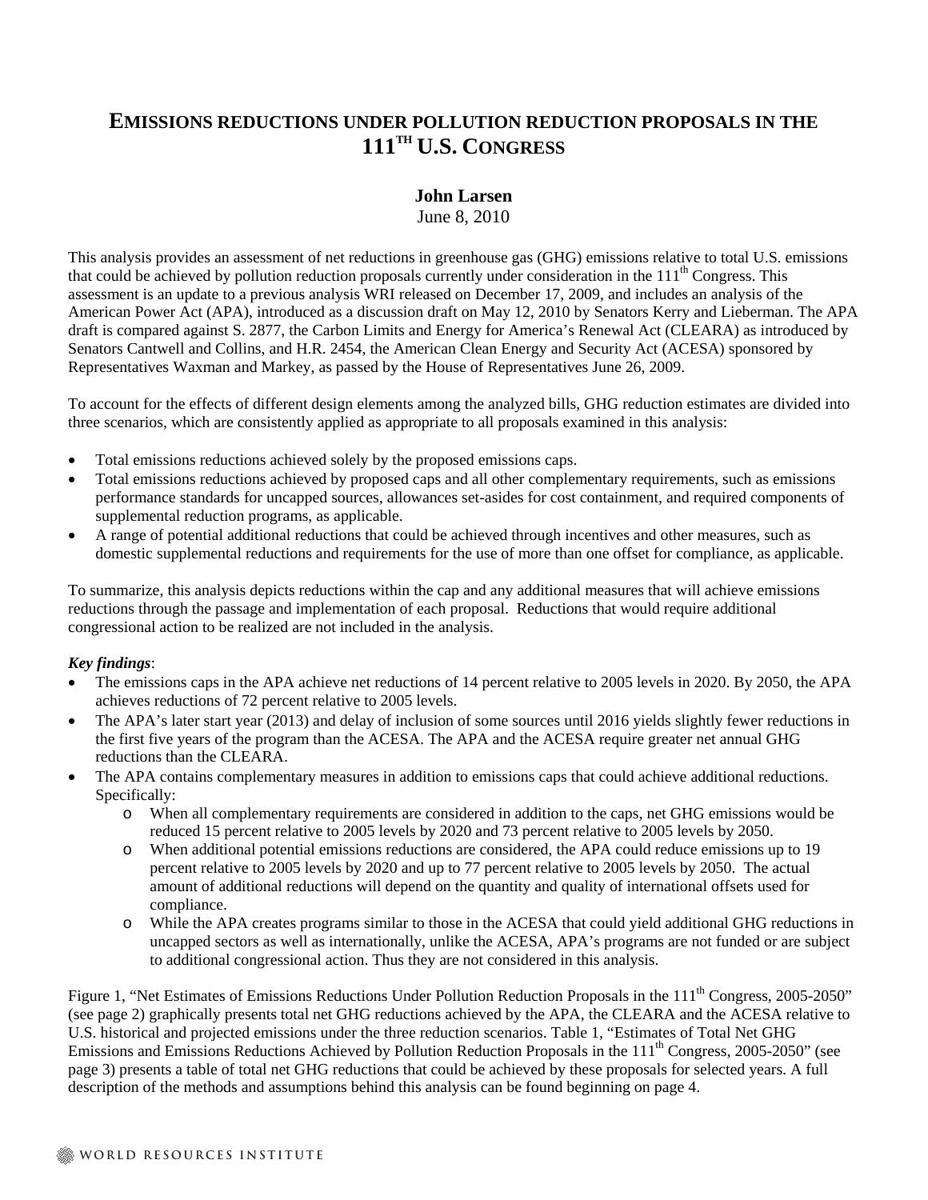# EMISSIONS REDUCTIONS UNDER POLLUTION REDUCTION PROPOSALS IN THE 111TH U.S. CONGRESS

**John Larsen**

June 8, 2010

This analysis provides an assessment of net reductions in greenhouse gas (GHG) emissions relative to total U.S. emissions that could be achieved by pollution reduction proposals currently under consideration in the 111th Congress. This assessment is an update to a previous analysis WRI released on December 17, 2009, and includes an analysis of the American Power Act (APA), introduced as a discussion draft on May 12, 2010 by Senators Kerry and Lieberman. The APA draft is compared against S. 2877, the Carbon Limits and Energy for America's Renewal Act (CLEARA) as introduced by Senators Cantwell and Collins, and H.R. 2454, the American Clean Energy and Security Act (ACESA) sponsored by Representatives Waxman and Markey, as passed by the House of Representatives June 26, 2009.

To account for the effects of different design elements among the analyzed bills, GHG reduction estimates are divided into three scenarios, which are consistently applied as appropriate to all proposals examined in this analysis:

- Total emissions reductions achieved solely by the proposed emissions caps.
- Total emissions reductions achieved by proposed caps and all other complementary requirements, such as emissions performance standards for uncapped sources, allowances set-asides for cost containment, and required components of supplemental reduction programs, as applicable.
- A range of potential additional reductions that could be achieved through incentives and other measures, such as domestic supplemental reductions and requirements for the use of more than one offset for compliance, as applicable.

To summarize, this analysis depicts reductions within the cap and any additional measures that will achieve emissions reductions through the passage and implementation of each proposal. Reductions that would require additional congressional action to be realized are not included in the analysis.

***Key findings***:

- The emissions caps in the APA achieve net reductions of 14 percent relative to 2005 levels in 2020. By 2050, the APA achieves reductions of 72 percent relative to 2005 levels.
- The APA's later start year (2013) and delay of inclusion of some sources until 2016 yields slightly fewer reductions in the first five years of the program than the ACESA. The APA and the ACESA require greater net annual GHG reductions than the CLEARA.
- The APA contains complementary measures in addition to emissions caps that could achieve additional reductions. Specifically:
  - When all complementary requirements are considered in addition to the caps, net GHG emissions would be reduced 15 percent relative to 2005 levels by 2020 and 73 percent relative to 2005 levels by 2050.
  - When additional potential emissions reductions are considered, the APA could reduce emissions up to 19 percent relative to 2005 levels by 2020 and up to 77 percent relative to 2005 levels by 2050. The actual amount of additional reductions will depend on the quantity and quality of international offsets used for compliance.
  - While the APA creates programs similar to those in the ACESA that could yield additional GHG reductions in uncapped sectors as well as internationally, unlike the ACESA, APA's programs are not funded or are subject to additional congressional action. Thus they are not considered in this analysis.

Figure 1, "Net Estimates of Emissions Reductions Under Pollution Reduction Proposals in the 111th Congress, 2005-2050" (see page 2) graphically presents total net GHG reductions achieved by the APA, the CLEARA and the ACESA relative to U.S. historical and projected emissions under the three reduction scenarios. Table 1, "Estimates of Total Net GHG Emissions and Emissions Reductions Achieved by Pollution Reduction Proposals in the 111th Congress, 2005-2050" (see page 3) presents a table of total net GHG reductions that could be achieved by these proposals for selected years. A full description of the methods and assumptions behind this analysis can be found beginning on page 4.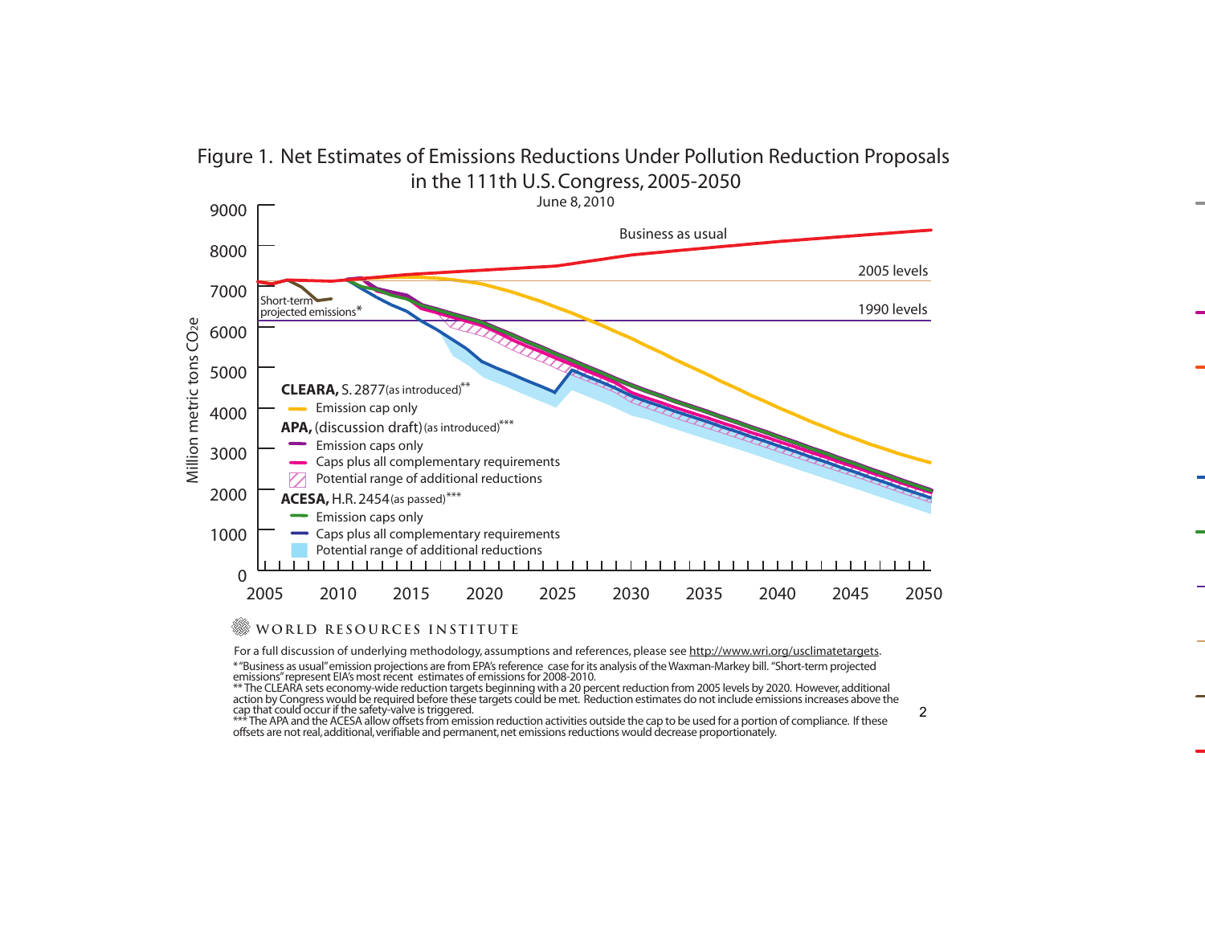## Figure 1. Net Estimates of Emissions Reductions Under Pollution Reduction Proposals in the 111th U.S. Congress, 2005-2050

June 8, 2010

Business as usual

2005 levels

1990 levels

Short-term projected emissions*

**CLEARA,** S. 2877 (as introduced)**

- Emission cap only

**APA,** (discussion draft) (as introduced)***

- Emission caps only
- Caps plus all complementary requirements
- Potential range of additional reductions

**ACESA,** H.R. 2454 (as passed)***

- Emission caps only
- Caps plus all complementary requirements
- Potential range of additional reductions

Million metric tons $CO_2e$

WORLD RESOURCES INSTITUTE

For a full discussion of underlying methodology, assumptions and references, please see http://www.wri.org/usclimatetargets.

* "Business as usual" emission projections are from EPA's reference case for its analysis of the Waxman-Markey bill. "Short-term projected emissions" represent EIA's most recent estimates of emissions for 2008-2010.

** The CLEARA sets economy-wide reduction targets beginning with a 20 percent reduction from 2005 levels by 2020. However, additional action by Congress would be required before these targets could be met. Reduction estimates do not include emissions increases above the cap that could occur if the safety-valve is triggered.

*** The APA and the ACESA allow offsets from emission reduction activities outside the cap to be used for a portion of compliance. If these offsets are not real, additional, verifiable and permanent, net emissions reductions would decrease proportionately.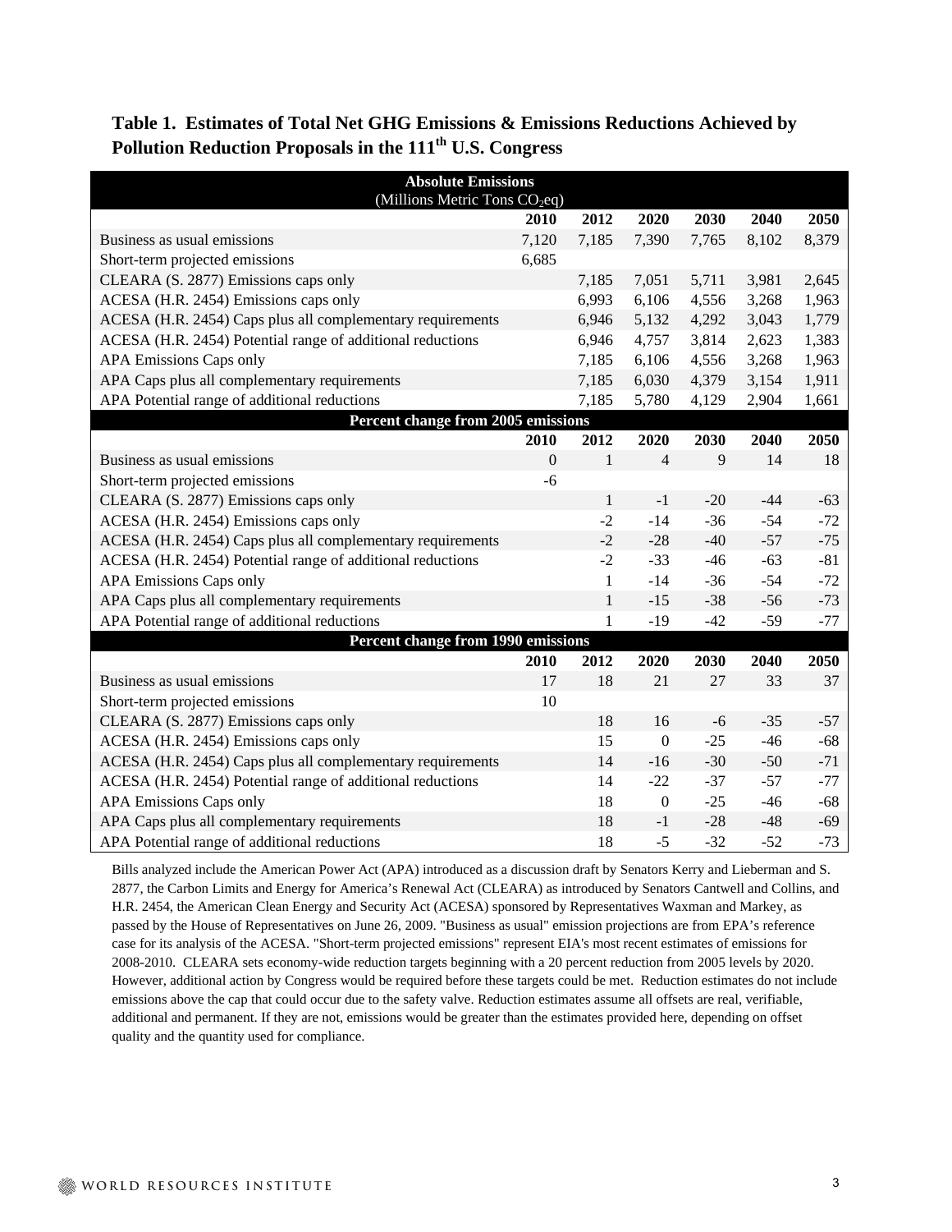**Table 1. Estimates of Total Net GHG Emissions & Emissions Reductions Achieved by Pollution Reduction Proposals in the 111th U.S. Congress**

| Absolute Emissions (Millions Metric Tons $CO_2$eq) | | | | | | |
|---|---|---|---|---|---|---|
| | **2010** | **2012** | **2020** | **2030** | **2040** | **2050** |
| Business as usual emissions | 7,120 | 7,185 | 7,390 | 7,765 | 8,102 | 8,379 |
| Short-term projected emissions | 6,685 | | | | | |
| CLEARA (S. 2877) Emissions caps only | | 7,185 | 7,051 | 5,711 | 3,981 | 2,645 |
| ACESA (H.R. 2454) Emissions caps only | | 6,993 | 6,106 | 4,556 | 3,268 | 1,963 |
| ACESA (H.R. 2454) Caps plus all complementary requirements | | 6,946 | 5,132 | 4,292 | 3,043 | 1,779 |
| ACESA (H.R. 2454) Potential range of additional reductions | | 6,946 | 4,757 | 3,814 | 2,623 | 1,383 |
| APA Emissions Caps only | | 7,185 | 6,106 | 4,556 | 3,268 | 1,963 |
| APA Caps plus all complementary requirements | | 7,185 | 6,030 | 4,379 | 3,154 | 1,911 |
| APA Potential range of additional reductions | | 7,185 | 5,780 | 4,129 | 2,904 | 1,661 |
| **Percent change from 2005 emissions** | | | | | | |
| | **2010** | **2012** | **2020** | **2030** | **2040** | **2050** |
| Business as usual emissions | 0 | 1 | 4 | 9 | 14 | 18 |
| Short-term projected emissions | -6 | | | | | |
| CLEARA (S. 2877) Emissions caps only | | 1 | -1 | -20 | -44 | -63 |
| ACESA (H.R. 2454) Emissions caps only | | -2 | -14 | -36 | -54 | -72 |
| ACESA (H.R. 2454) Caps plus all complementary requirements | | -2 | -28 | -40 | -57 | -75 |
| ACESA (H.R. 2454) Potential range of additional reductions | | -2 | -33 | -46 | -63 | -81 |
| APA Emissions Caps only | | 1 | -14 | -36 | -54 | -72 |
| APA Caps plus all complementary requirements | | 1 | -15 | -38 | -56 | -73 |
| APA Potential range of additional reductions | | 1 | -19 | -42 | -59 | -77 |
| **Percent change from 1990 emissions** | | | | | | |
| | **2010** | **2012** | **2020** | **2030** | **2040** | **2050** |
| Business as usual emissions | 17 | 18 | 21 | 27 | 33 | 37 |
| Short-term projected emissions | 10 | | | | | |
| CLEARA (S. 2877) Emissions caps only | | 18 | 16 | -6 | -35 | -57 |
| ACESA (H.R. 2454) Emissions caps only | | 15 | 0 | -25 | -46 | -68 |
| ACESA (H.R. 2454) Caps plus all complementary requirements | | 14 | -16 | -30 | -50 | -71 |
| ACESA (H.R. 2454) Potential range of additional reductions | | 14 | -22 | -37 | -57 | -77 |
| APA Emissions Caps only | | 18 | 0 | -25 | -46 | -68 |
| APA Caps plus all complementary requirements | | 18 | -1 | -28 | -48 | -69 |
| APA Potential range of additional reductions | | 18 | -5 | -32 | -52 | -73 |

Bills analyzed include the American Power Act (APA) introduced as a discussion draft by Senators Kerry and Lieberman and S. 2877, the Carbon Limits and Energy for America's Renewal Act (CLEARA) as introduced by Senators Cantwell and Collins, and H.R. 2454, the American Clean Energy and Security Act (ACESA) sponsored by Representatives Waxman and Markey, as passed by the House of Representatives on June 26, 2009. "Business as usual" emission projections are from EPA's reference case for its analysis of the ACESA. "Short-term projected emissions" represent EIA's most recent estimates of emissions for 2008-2010. CLEARA sets economy-wide reduction targets beginning with a 20 percent reduction from 2005 levels by 2020. However, additional action by Congress would be required before these targets could be met. Reduction estimates do not include emissions above the cap that could occur due to the safety valve. Reduction estimates assume all offsets are real, verifiable, additional and permanent. If they are not, emissions would be greater than the estimates provided here, depending on offset quality and the quantity used for compliance.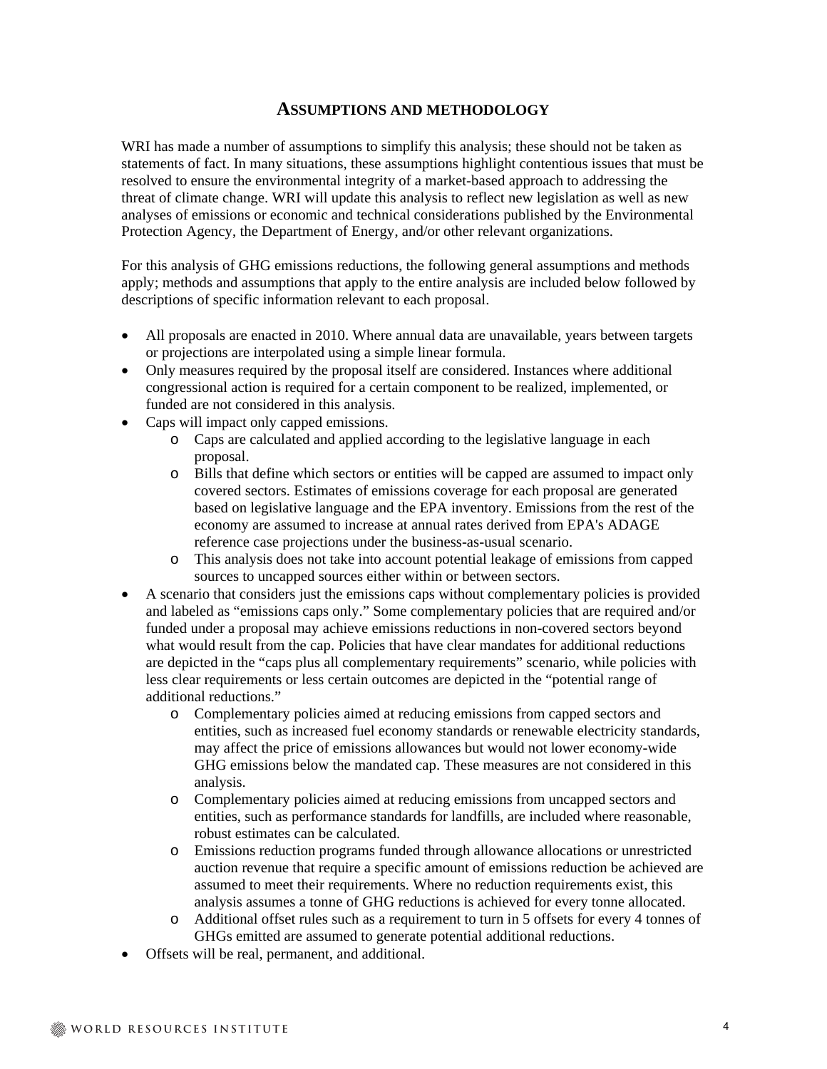## ASSUMPTIONS AND METHODOLOGY

WRI has made a number of assumptions to simplify this analysis; these should not be taken as statements of fact. In many situations, these assumptions highlight contentious issues that must be resolved to ensure the environmental integrity of a market-based approach to addressing the threat of climate change. WRI will update this analysis to reflect new legislation as well as new analyses of emissions or economic and technical considerations published by the Environmental Protection Agency, the Department of Energy, and/or other relevant organizations.

For this analysis of GHG emissions reductions, the following general assumptions and methods apply; methods and assumptions that apply to the entire analysis are included below followed by descriptions of specific information relevant to each proposal.

- All proposals are enacted in 2010. Where annual data are unavailable, years between targets or projections are interpolated using a simple linear formula.
- Only measures required by the proposal itself are considered. Instances where additional congressional action is required for a certain component to be realized, implemented, or funded are not considered in this analysis.
- Caps will impact only capped emissions.
  - Caps are calculated and applied according to the legislative language in each proposal.
  - Bills that define which sectors or entities will be capped are assumed to impact only covered sectors. Estimates of emissions coverage for each proposal are generated based on legislative language and the EPA inventory. Emissions from the rest of the economy are assumed to increase at annual rates derived from EPA's ADAGE reference case projections under the business-as-usual scenario.
  - This analysis does not take into account potential leakage of emissions from capped sources to uncapped sources either within or between sectors.
- A scenario that considers just the emissions caps without complementary policies is provided and labeled as "emissions caps only." Some complementary policies that are required and/or funded under a proposal may achieve emissions reductions in non-covered sectors beyond what would result from the cap. Policies that have clear mandates for additional reductions are depicted in the "caps plus all complementary requirements" scenario, while policies with less clear requirements or less certain outcomes are depicted in the "potential range of additional reductions."
  - Complementary policies aimed at reducing emissions from capped sectors and entities, such as increased fuel economy standards or renewable electricity standards, may affect the price of emissions allowances but would not lower economy-wide GHG emissions below the mandated cap. These measures are not considered in this analysis.
  - Complementary policies aimed at reducing emissions from uncapped sectors and entities, such as performance standards for landfills, are included where reasonable, robust estimates can be calculated.
  - Emissions reduction programs funded through allowance allocations or unrestricted auction revenue that require a specific amount of emissions reduction be achieved are assumed to meet their requirements. Where no reduction requirements exist, this analysis assumes a tonne of GHG reductions is achieved for every tonne allocated.
  - Additional offset rules such as a requirement to turn in 5 offsets for every 4 tonnes of GHGs emitted are assumed to generate potential additional reductions.
- Offsets will be real, permanent, and additional.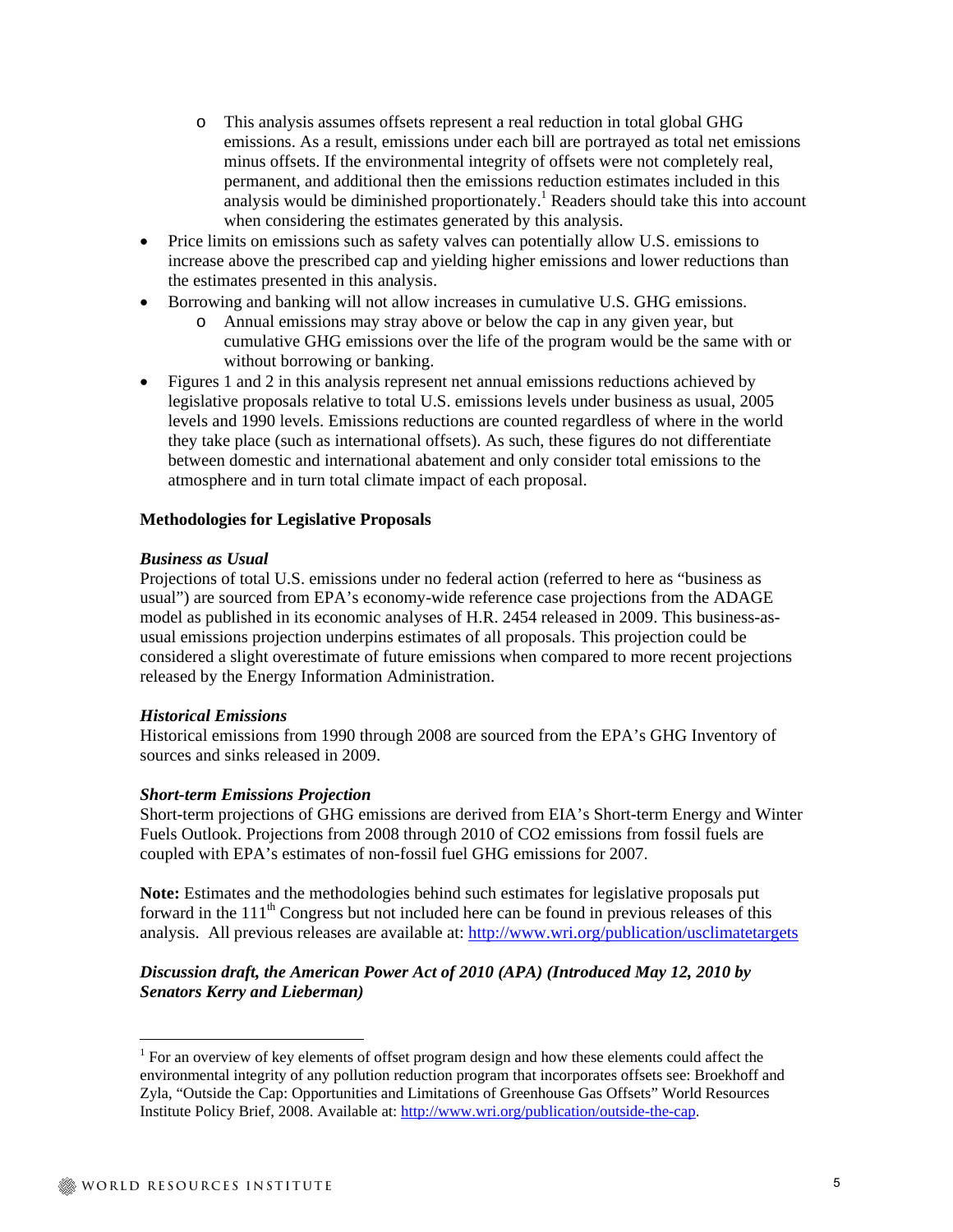- This analysis assumes offsets represent a real reduction in total global GHG emissions. As a result, emissions under each bill are portrayed as total net emissions minus offsets. If the environmental integrity of offsets were not completely real, permanent, and additional then the emissions reduction estimates included in this analysis would be diminished proportionately.[1] Readers should take this into account when considering the estimates generated by this analysis.
- Price limits on emissions such as safety valves can potentially allow U.S. emissions to increase above the prescribed cap and yielding higher emissions and lower reductions than the estimates presented in this analysis.
- Borrowing and banking will not allow increases in cumulative U.S. GHG emissions.
  - Annual emissions may stray above or below the cap in any given year, but cumulative GHG emissions over the life of the program would be the same with or without borrowing or banking.
- Figures 1 and 2 in this analysis represent net annual emissions reductions achieved by legislative proposals relative to total U.S. emissions levels under business as usual, 2005 levels and 1990 levels. Emissions reductions are counted regardless of where in the world they take place (such as international offsets). As such, these figures do not differentiate between domestic and international abatement and only consider total emissions to the atmosphere and in turn total climate impact of each proposal.

**Methodologies for Legislative Proposals**

***Business as Usual***

Projections of total U.S. emissions under no federal action (referred to here as "business as usual") are sourced from EPA's economy-wide reference case projections from the ADAGE model as published in its economic analyses of H.R. 2454 released in 2009. This business-as-usual emissions projection underpins estimates of all proposals. This projection could be considered a slight overestimate of future emissions when compared to more recent projections released by the Energy Information Administration.

***Historical Emissions***

Historical emissions from 1990 through 2008 are sourced from the EPA's GHG Inventory of sources and sinks released in 2009.

***Short-term Emissions Projection***

Short-term projections of GHG emissions are derived from EIA's Short-term Energy and Winter Fuels Outlook. Projections from 2008 through 2010 of CO2 emissions from fossil fuels are coupled with EPA's estimates of non-fossil fuel GHG emissions for 2007.

**Note:** Estimates and the methodologies behind such estimates for legislative proposals put forward in the 111th Congress but not included here can be found in previous releases of this analysis. All previous releases are available at: http://www.wri.org/publication/usclimatetargets

***Discussion draft, the American Power Act of 2010 (APA) (Introduced May 12, 2010 by Senators Kerry and Lieberman)***

[1] For an overview of key elements of offset program design and how these elements could affect the environmental integrity of any pollution reduction program that incorporates offsets see: Broekhoff and Zyla, "Outside the Cap: Opportunities and Limitations of Greenhouse Gas Offsets" World Resources Institute Policy Brief, 2008. Available at: http://www.wri.org/publication/outside-the-cap.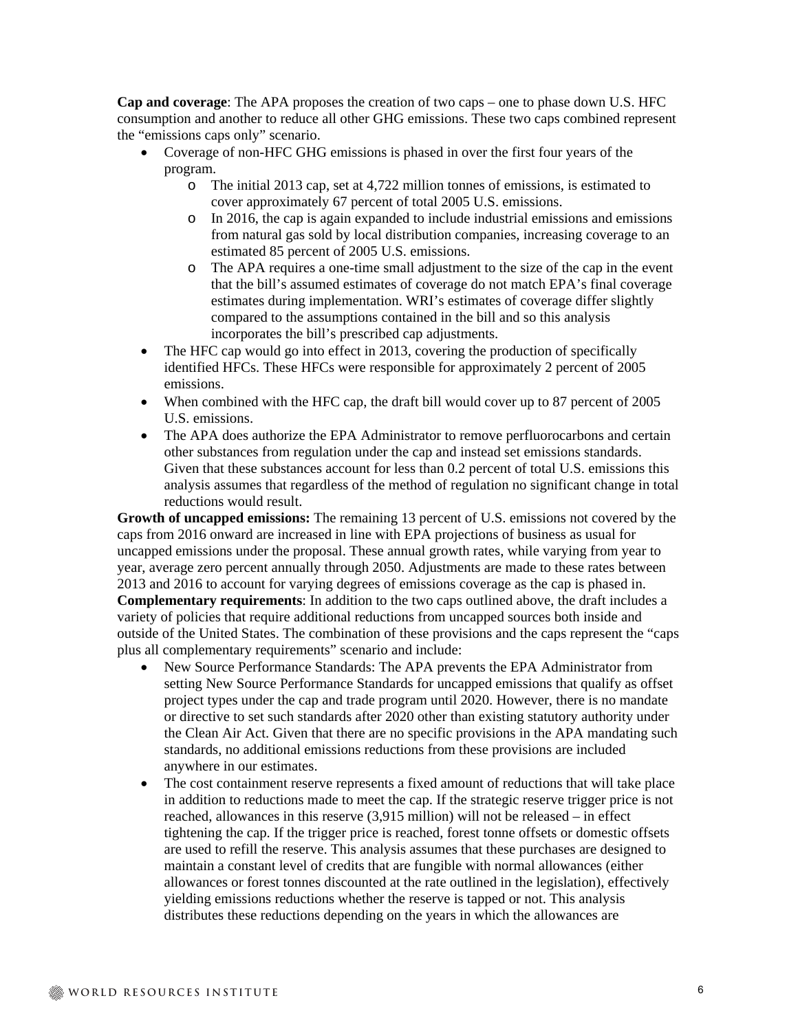**Cap and coverage**: The APA proposes the creation of two caps – one to phase down U.S. HFC consumption and another to reduce all other GHG emissions. These two caps combined represent the "emissions caps only" scenario.

- Coverage of non-HFC GHG emissions is phased in over the first four years of the program.
    - The initial 2013 cap, set at 4,722 million tonnes of emissions, is estimated to cover approximately 67 percent of total 2005 U.S. emissions.
    - In 2016, the cap is again expanded to include industrial emissions and emissions from natural gas sold by local distribution companies, increasing coverage to an estimated 85 percent of 2005 U.S. emissions.
    - The APA requires a one-time small adjustment to the size of the cap in the event that the bill's assumed estimates of coverage do not match EPA's final coverage estimates during implementation. WRI's estimates of coverage differ slightly compared to the assumptions contained in the bill and so this analysis incorporates the bill's prescribed cap adjustments.
- The HFC cap would go into effect in 2013, covering the production of specifically identified HFCs. These HFCs were responsible for approximately 2 percent of 2005 emissions.
- When combined with the HFC cap, the draft bill would cover up to 87 percent of 2005 U.S. emissions.
- The APA does authorize the EPA Administrator to remove perfluorocarbons and certain other substances from regulation under the cap and instead set emissions standards. Given that these substances account for less than 0.2 percent of total U.S. emissions this analysis assumes that regardless of the method of regulation no significant change in total reductions would result.

**Growth of uncapped emissions:** The remaining 13 percent of U.S. emissions not covered by the caps from 2016 onward are increased in line with EPA projections of business as usual for uncapped emissions under the proposal. These annual growth rates, while varying from year to year, average zero percent annually through 2050. Adjustments are made to these rates between 2013 and 2016 to account for varying degrees of emissions coverage as the cap is phased in.

**Complementary requirements**: In addition to the two caps outlined above, the draft includes a variety of policies that require additional reductions from uncapped sources both inside and outside of the United States. The combination of these provisions and the caps represent the "caps plus all complementary requirements" scenario and include:

- New Source Performance Standards: The APA prevents the EPA Administrator from setting New Source Performance Standards for uncapped emissions that qualify as offset project types under the cap and trade program until 2020. However, there is no mandate or directive to set such standards after 2020 other than existing statutory authority under the Clean Air Act. Given that there are no specific provisions in the APA mandating such standards, no additional emissions reductions from these provisions are included anywhere in our estimates.
- The cost containment reserve represents a fixed amount of reductions that will take place in addition to reductions made to meet the cap. If the strategic reserve trigger price is not reached, allowances in this reserve (3,915 million) will not be released – in effect tightening the cap. If the trigger price is reached, forest tonne offsets or domestic offsets are used to refill the reserve. This analysis assumes that these purchases are designed to maintain a constant level of credits that are fungible with normal allowances (either allowances or forest tonnes discounted at the rate outlined in the legislation), effectively yielding emissions reductions whether the reserve is tapped or not. This analysis distributes these reductions depending on the years in which the allowances are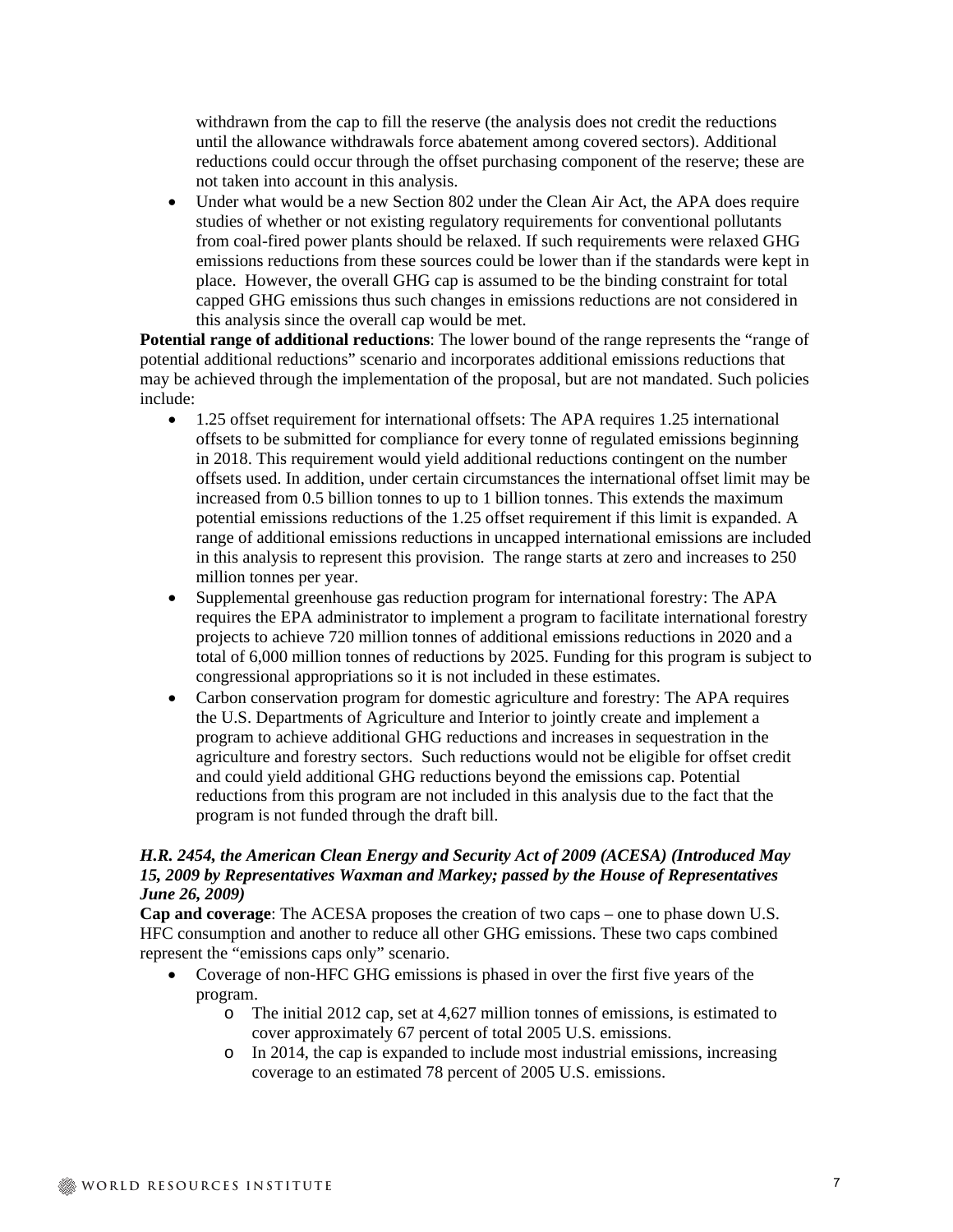withdrawn from the cap to fill the reserve (the analysis does not credit the reductions until the allowance withdrawals force abatement among covered sectors). Additional reductions could occur through the offset purchasing component of the reserve; these are not taken into account in this analysis.

- Under what would be a new Section 802 under the Clean Air Act, the APA does require studies of whether or not existing regulatory requirements for conventional pollutants from coal-fired power plants should be relaxed. If such requirements were relaxed GHG emissions reductions from these sources could be lower than if the standards were kept in place. However, the overall GHG cap is assumed to be the binding constraint for total capped GHG emissions thus such changes in emissions reductions are not considered in this analysis since the overall cap would be met.

**Potential range of additional reductions**: The lower bound of the range represents the "range of potential additional reductions" scenario and incorporates additional emissions reductions that may be achieved through the implementation of the proposal, but are not mandated. Such policies include:

- 1.25 offset requirement for international offsets: The APA requires 1.25 international offsets to be submitted for compliance for every tonne of regulated emissions beginning in 2018. This requirement would yield additional reductions contingent on the number offsets used. In addition, under certain circumstances the international offset limit may be increased from 0.5 billion tonnes to up to 1 billion tonnes. This extends the maximum potential emissions reductions of the 1.25 offset requirement if this limit is expanded. A range of additional emissions reductions in uncapped international emissions are included in this analysis to represent this provision. The range starts at zero and increases to 250 million tonnes per year.
- Supplemental greenhouse gas reduction program for international forestry: The APA requires the EPA administrator to implement a program to facilitate international forestry projects to achieve 720 million tonnes of additional emissions reductions in 2020 and a total of 6,000 million tonnes of reductions by 2025. Funding for this program is subject to congressional appropriations so it is not included in these estimates.
- Carbon conservation program for domestic agriculture and forestry: The APA requires the U.S. Departments of Agriculture and Interior to jointly create and implement a program to achieve additional GHG reductions and increases in sequestration in the agriculture and forestry sectors. Such reductions would not be eligible for offset credit and could yield additional GHG reductions beyond the emissions cap. Potential reductions from this program are not included in this analysis due to the fact that the program is not funded through the draft bill.

***H.R. 2454, the American Clean Energy and Security Act of 2009 (ACESA) (Introduced May 15, 2009 by Representatives Waxman and Markey; passed by the House of Representatives June 26, 2009)***

**Cap and coverage**: The ACESA proposes the creation of two caps – one to phase down U.S. HFC consumption and another to reduce all other GHG emissions. These two caps combined represent the "emissions caps only" scenario.

- Coverage of non-HFC GHG emissions is phased in over the first five years of the program.
  - The initial 2012 cap, set at 4,627 million tonnes of emissions, is estimated to cover approximately 67 percent of total 2005 U.S. emissions.
  - In 2014, the cap is expanded to include most industrial emissions, increasing coverage to an estimated 78 percent of 2005 U.S. emissions.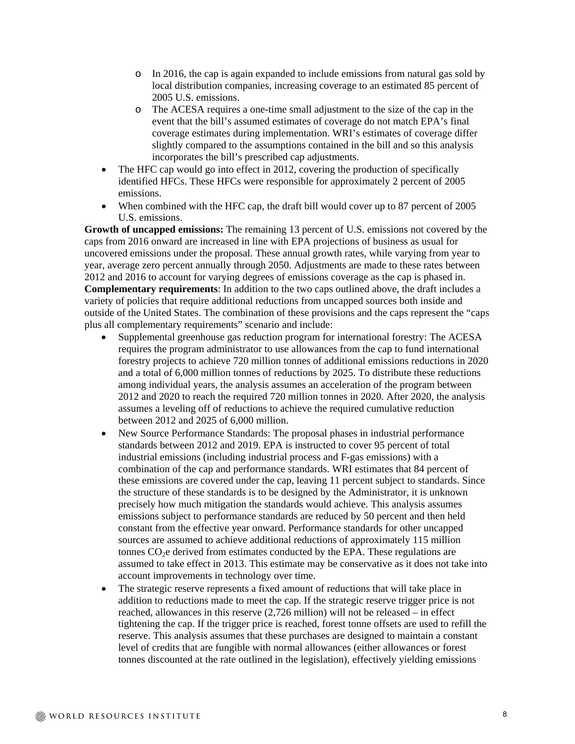- In 2016, the cap is again expanded to include emissions from natural gas sold by local distribution companies, increasing coverage to an estimated 85 percent of 2005 U.S. emissions.
    - The ACESA requires a one-time small adjustment to the size of the cap in the event that the bill's assumed estimates of coverage do not match EPA's final coverage estimates during implementation. WRI's estimates of coverage differ slightly compared to the assumptions contained in the bill and so this analysis incorporates the bill's prescribed cap adjustments.
- The HFC cap would go into effect in 2012, covering the production of specifically identified HFCs. These HFCs were responsible for approximately 2 percent of 2005 emissions.
- When combined with the HFC cap, the draft bill would cover up to 87 percent of 2005 U.S. emissions.

**Growth of uncapped emissions:** The remaining 13 percent of U.S. emissions not covered by the caps from 2016 onward are increased in line with EPA projections of business as usual for uncovered emissions under the proposal. These annual growth rates, while varying from year to year, average zero percent annually through 2050. Adjustments are made to these rates between 2012 and 2016 to account for varying degrees of emissions coverage as the cap is phased in.

**Complementary requirements**: In addition to the two caps outlined above, the draft includes a variety of policies that require additional reductions from uncapped sources both inside and outside of the United States. The combination of these provisions and the caps represent the "caps plus all complementary requirements" scenario and include:

- Supplemental greenhouse gas reduction program for international forestry: The ACESA requires the program administrator to use allowances from the cap to fund international forestry projects to achieve 720 million tonnes of additional emissions reductions in 2020 and a total of 6,000 million tonnes of reductions by 2025. To distribute these reductions among individual years, the analysis assumes an acceleration of the program between 2012 and 2020 to reach the required 720 million tonnes in 2020. After 2020, the analysis assumes a leveling off of reductions to achieve the required cumulative reduction between 2012 and 2025 of 6,000 million.
- New Source Performance Standards: The proposal phases in industrial performance standards between 2012 and 2019. EPA is instructed to cover 95 percent of total industrial emissions (including industrial process and F-gas emissions) with a combination of the cap and performance standards. WRI estimates that 84 percent of these emissions are covered under the cap, leaving 11 percent subject to standards. Since the structure of these standards is to be designed by the Administrator, it is unknown precisely how much mitigation the standards would achieve. This analysis assumes emissions subject to performance standards are reduced by 50 percent and then held constant from the effective year onward. Performance standards for other uncapped sources are assumed to achieve additional reductions of approximately 115 million tonnes $CO_2$e derived from estimates conducted by the EPA. These regulations are assumed to take effect in 2013. This estimate may be conservative as it does not take into account improvements in technology over time.
- The strategic reserve represents a fixed amount of reductions that will take place in addition to reductions made to meet the cap. If the strategic reserve trigger price is not reached, allowances in this reserve (2,726 million) will not be released – in effect tightening the cap. If the trigger price is reached, forest tonne offsets are used to refill the reserve. This analysis assumes that these purchases are designed to maintain a constant level of credits that are fungible with normal allowances (either allowances or forest tonnes discounted at the rate outlined in the legislation), effectively yielding emissions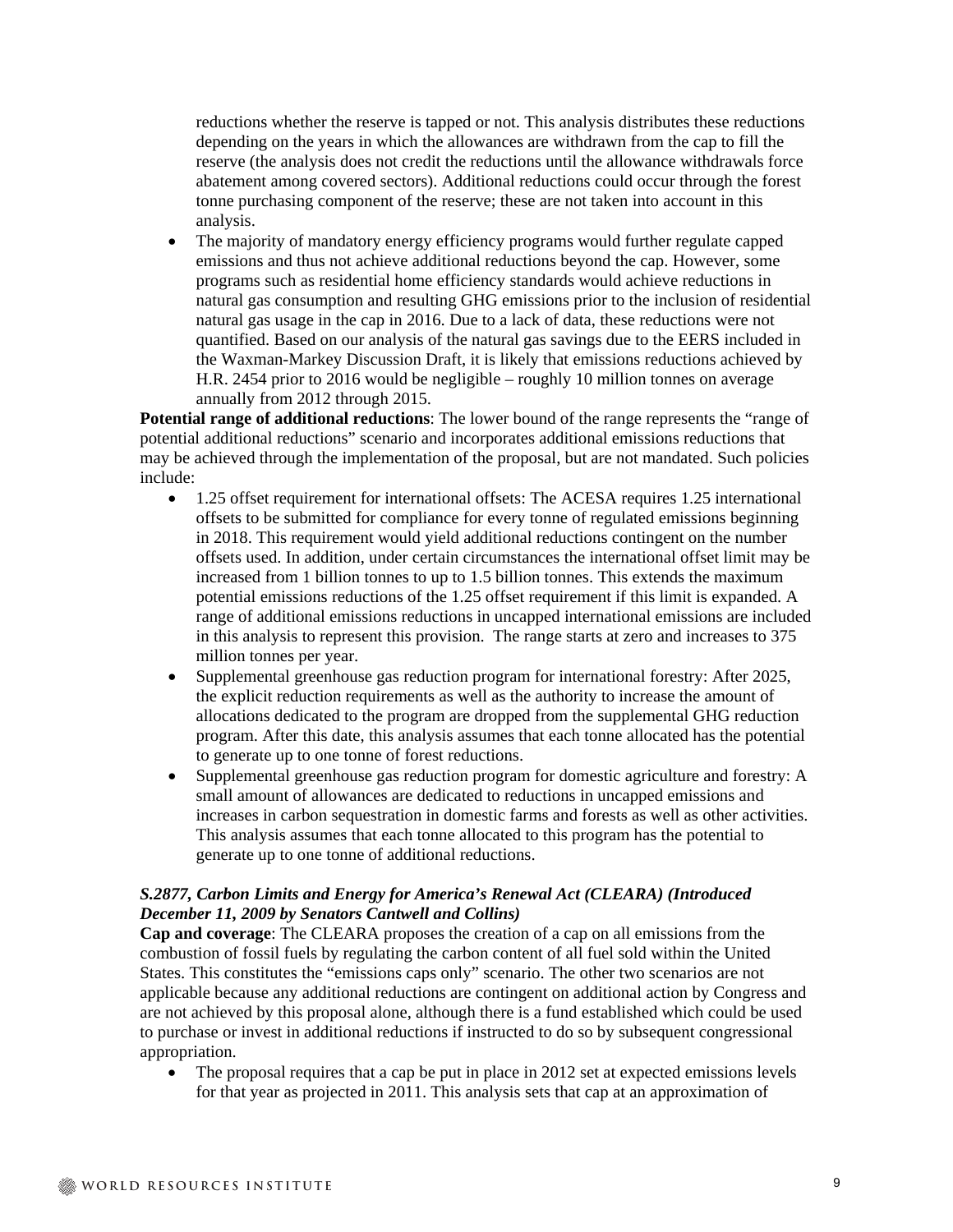reductions whether the reserve is tapped or not. This analysis distributes these reductions depending on the years in which the allowances are withdrawn from the cap to fill the reserve (the analysis does not credit the reductions until the allowance withdrawals force abatement among covered sectors). Additional reductions could occur through the forest tonne purchasing component of the reserve; these are not taken into account in this analysis.

- The majority of mandatory energy efficiency programs would further regulate capped emissions and thus not achieve additional reductions beyond the cap. However, some programs such as residential home efficiency standards would achieve reductions in natural gas consumption and resulting GHG emissions prior to the inclusion of residential natural gas usage in the cap in 2016. Due to a lack of data, these reductions were not quantified. Based on our analysis of the natural gas savings due to the EERS included in the Waxman-Markey Discussion Draft, it is likely that emissions reductions achieved by H.R. 2454 prior to 2016 would be negligible – roughly 10 million tonnes on average annually from 2012 through 2015.

**Potential range of additional reductions**: The lower bound of the range represents the "range of potential additional reductions" scenario and incorporates additional emissions reductions that may be achieved through the implementation of the proposal, but are not mandated. Such policies include:

- 1.25 offset requirement for international offsets: The ACESA requires 1.25 international offsets to be submitted for compliance for every tonne of regulated emissions beginning in 2018. This requirement would yield additional reductions contingent on the number offsets used. In addition, under certain circumstances the international offset limit may be increased from 1 billion tonnes to up to 1.5 billion tonnes. This extends the maximum potential emissions reductions of the 1.25 offset requirement if this limit is expanded. A range of additional emissions reductions in uncapped international emissions are included in this analysis to represent this provision. The range starts at zero and increases to 375 million tonnes per year.
- Supplemental greenhouse gas reduction program for international forestry: After 2025, the explicit reduction requirements as well as the authority to increase the amount of allocations dedicated to the program are dropped from the supplemental GHG reduction program. After this date, this analysis assumes that each tonne allocated has the potential to generate up to one tonne of forest reductions.
- Supplemental greenhouse gas reduction program for domestic agriculture and forestry: A small amount of allowances are dedicated to reductions in uncapped emissions and increases in carbon sequestration in domestic farms and forests as well as other activities. This analysis assumes that each tonne allocated to this program has the potential to generate up to one tonne of additional reductions.

***S.2877, Carbon Limits and Energy for America's Renewal Act (CLEARA) (Introduced December 11, 2009 by Senators Cantwell and Collins)***

**Cap and coverage**: The CLEARA proposes the creation of a cap on all emissions from the combustion of fossil fuels by regulating the carbon content of all fuel sold within the United States. This constitutes the "emissions caps only" scenario. The other two scenarios are not applicable because any additional reductions are contingent on additional action by Congress and are not achieved by this proposal alone, although there is a fund established which could be used to purchase or invest in additional reductions if instructed to do so by subsequent congressional appropriation.

- The proposal requires that a cap be put in place in 2012 set at expected emissions levels for that year as projected in 2011. This analysis sets that cap at an approximation of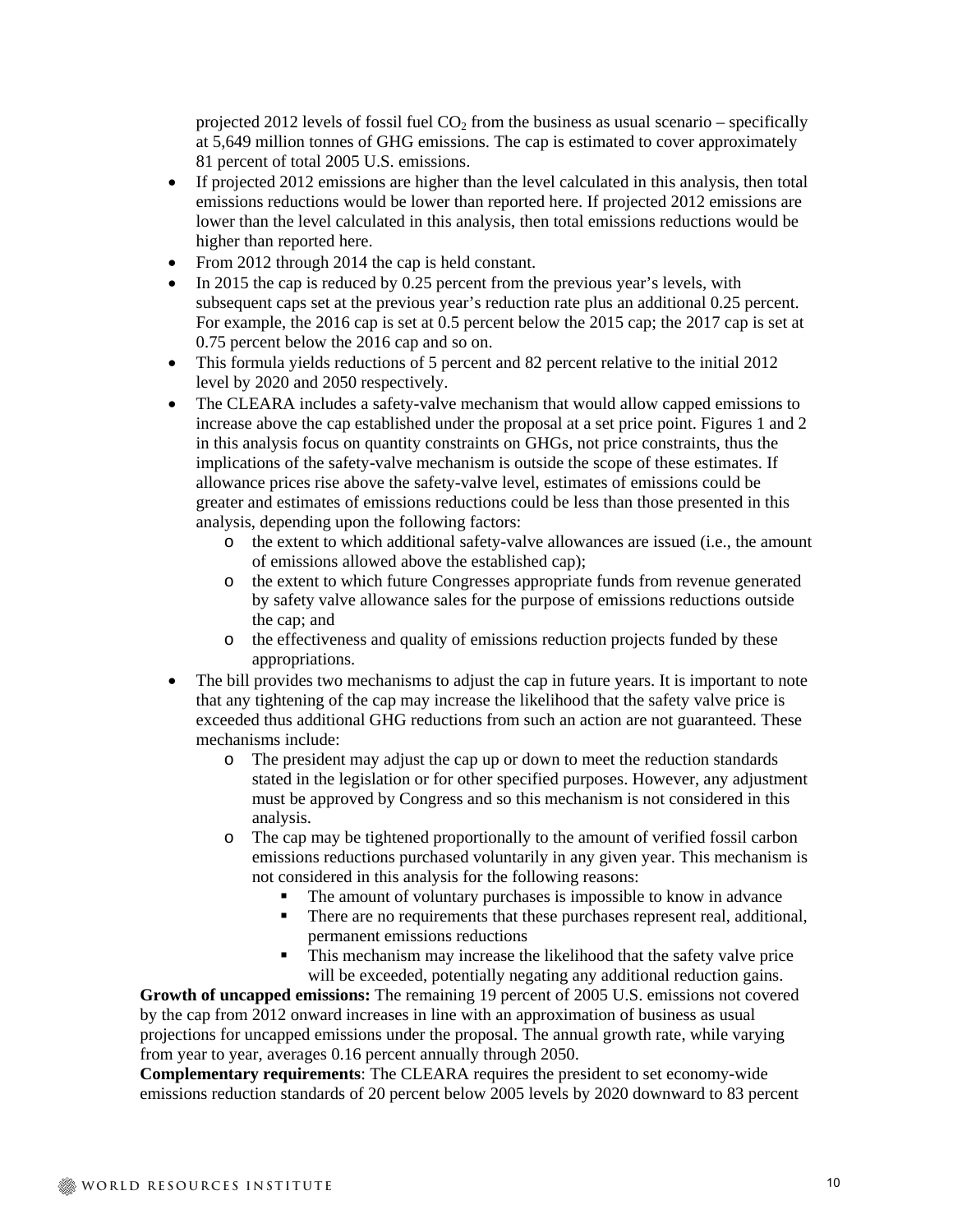projected 2012 levels of fossil fuel $CO_2$ from the business as usual scenario – specifically at 5,649 million tonnes of GHG emissions. The cap is estimated to cover approximately 81 percent of total 2005 U.S. emissions.

- If projected 2012 emissions are higher than the level calculated in this analysis, then total emissions reductions would be lower than reported here. If projected 2012 emissions are lower than the level calculated in this analysis, then total emissions reductions would be higher than reported here.
- From 2012 through 2014 the cap is held constant.
- In 2015 the cap is reduced by 0.25 percent from the previous year's levels, with subsequent caps set at the previous year's reduction rate plus an additional 0.25 percent. For example, the 2016 cap is set at 0.5 percent below the 2015 cap; the 2017 cap is set at 0.75 percent below the 2016 cap and so on.
- This formula yields reductions of 5 percent and 82 percent relative to the initial 2012 level by 2020 and 2050 respectively.
- The CLEARA includes a safety-valve mechanism that would allow capped emissions to increase above the cap established under the proposal at a set price point. Figures 1 and 2 in this analysis focus on quantity constraints on GHGs, not price constraints, thus the implications of the safety-valve mechanism is outside the scope of these estimates. If allowance prices rise above the safety-valve level, estimates of emissions could be greater and estimates of emissions reductions could be less than those presented in this analysis, depending upon the following factors:
    - the extent to which additional safety-valve allowances are issued (i.e., the amount of emissions allowed above the established cap);
    - the extent to which future Congresses appropriate funds from revenue generated by safety valve allowance sales for the purpose of emissions reductions outside the cap; and
    - the effectiveness and quality of emissions reduction projects funded by these appropriations.
- The bill provides two mechanisms to adjust the cap in future years. It is important to note that any tightening of the cap may increase the likelihood that the safety valve price is exceeded thus additional GHG reductions from such an action are not guaranteed. These mechanisms include:
    - The president may adjust the cap up or down to meet the reduction standards stated in the legislation or for other specified purposes. However, any adjustment must be approved by Congress and so this mechanism is not considered in this analysis.
    - The cap may be tightened proportionally to the amount of verified fossil carbon emissions reductions purchased voluntarily in any given year. This mechanism is not considered in this analysis for the following reasons:
        - The amount of voluntary purchases is impossible to know in advance
        - There are no requirements that these purchases represent real, additional, permanent emissions reductions
        - This mechanism may increase the likelihood that the safety valve price will be exceeded, potentially negating any additional reduction gains.

**Growth of uncapped emissions:** The remaining 19 percent of 2005 U.S. emissions not covered by the cap from 2012 onward increases in line with an approximation of business as usual projections for uncapped emissions under the proposal. The annual growth rate, while varying from year to year, averages 0.16 percent annually through 2050.

**Complementary requirements**: The CLEARA requires the president to set economy-wide emissions reduction standards of 20 percent below 2005 levels by 2020 downward to 83 percent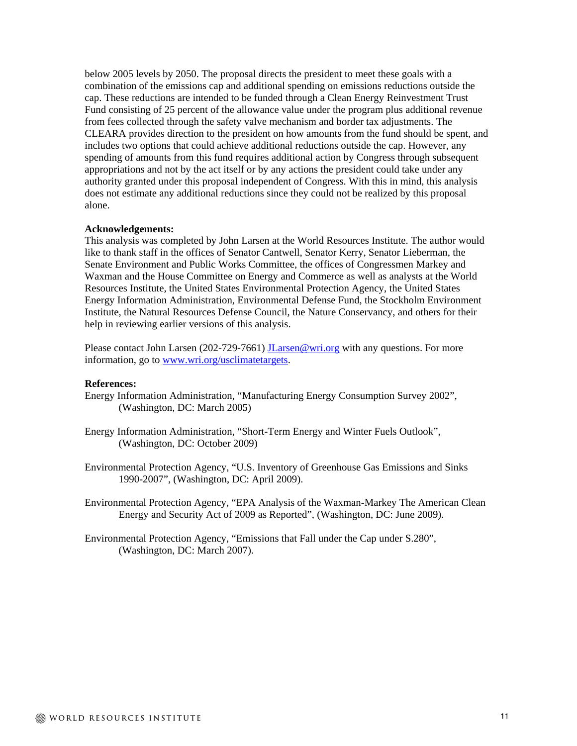below 2005 levels by 2050. The proposal directs the president to meet these goals with a combination of the emissions cap and additional spending on emissions reductions outside the cap. These reductions are intended to be funded through a Clean Energy Reinvestment Trust Fund consisting of 25 percent of the allowance value under the program plus additional revenue from fees collected through the safety valve mechanism and border tax adjustments. The CLEARA provides direction to the president on how amounts from the fund should be spent, and includes two options that could achieve additional reductions outside the cap. However, any spending of amounts from this fund requires additional action by Congress through subsequent appropriations and not by the act itself or by any actions the president could take under any authority granted under this proposal independent of Congress. With this in mind, this analysis does not estimate any additional reductions since they could not be realized by this proposal alone.

**Acknowledgements:**

This analysis was completed by John Larsen at the World Resources Institute. The author would like to thank staff in the offices of Senator Cantwell, Senator Kerry, Senator Lieberman, the Senate Environment and Public Works Committee, the offices of Congressmen Markey and Waxman and the House Committee on Energy and Commerce as well as analysts at the World Resources Institute, the United States Environmental Protection Agency, the United States Energy Information Administration, Environmental Defense Fund, the Stockholm Environment Institute, the Natural Resources Defense Council, the Nature Conservancy, and others for their help in reviewing earlier versions of this analysis.

Please contact John Larsen (202-729-7661) JLarsen@wri.org with any questions. For more information, go to www.wri.org/usclimatetargets.

**References:**

Energy Information Administration, "Manufacturing Energy Consumption Survey 2002", (Washington, DC: March 2005)

Energy Information Administration, "Short-Term Energy and Winter Fuels Outlook", (Washington, DC: October 2009)

Environmental Protection Agency, "U.S. Inventory of Greenhouse Gas Emissions and Sinks 1990-2007", (Washington, DC: April 2009).

Environmental Protection Agency, "EPA Analysis of the Waxman-Markey The American Clean Energy and Security Act of 2009 as Reported", (Washington, DC: June 2009).

Environmental Protection Agency, "Emissions that Fall under the Cap under S.280", (Washington, DC: March 2007).